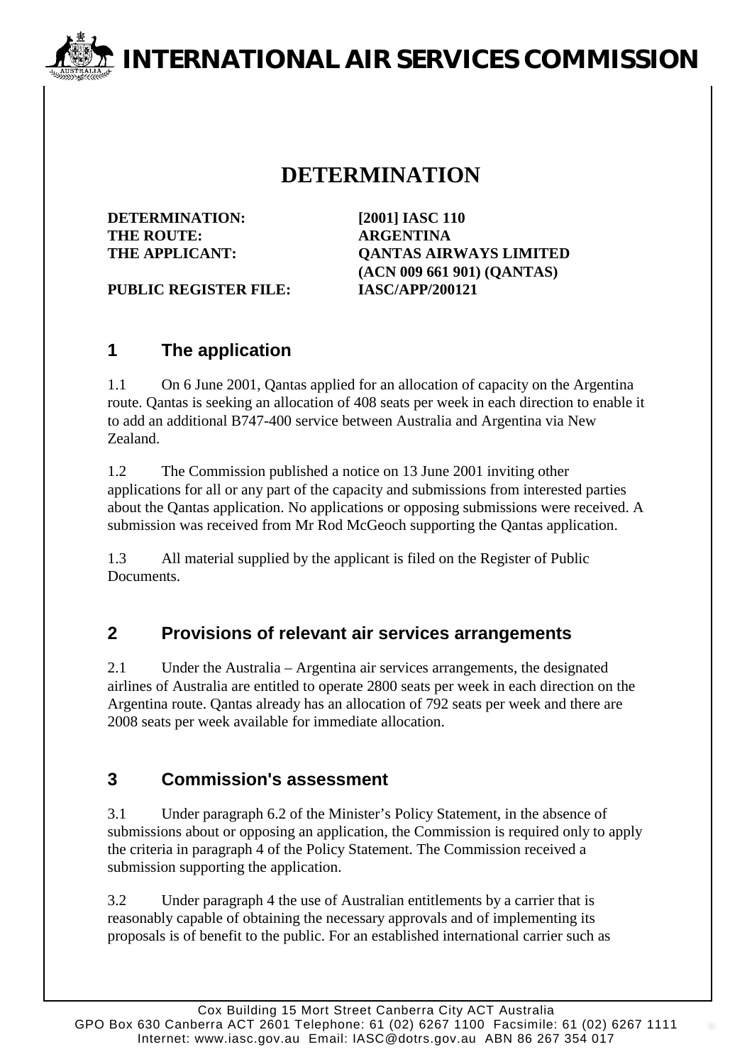# INTERNATIONAL AIR SERVICES COMMISSION

# DETERMINATION

**DETERMINATION:** **[2001] IASC 110**
**THE ROUTE:** **ARGENTINA**
**THE APPLICANT:** **QANTAS AIRWAYS LIMITED (ACN 009 661 901) (QANTAS)**
**PUBLIC REGISTER FILE:** **IASC/APP/200121**

## 1 The application

1.1 On 6 June 2001, Qantas applied for an allocation of capacity on the Argentina route. Qantas is seeking an allocation of 408 seats per week in each direction to enable it to add an additional B747-400 service between Australia and Argentina via New Zealand.

1.2 The Commission published a notice on 13 June 2001 inviting other applications for all or any part of the capacity and submissions from interested parties about the Qantas application. No applications or opposing submissions were received. A submission was received from Mr Rod McGeoch supporting the Qantas application.

1.3 All material supplied by the applicant is filed on the Register of Public Documents.

## 2 Provisions of relevant air services arrangements

2.1 Under the Australia – Argentina air services arrangements, the designated airlines of Australia are entitled to operate 2800 seats per week in each direction on the Argentina route. Qantas already has an allocation of 792 seats per week and there are 2008 seats per week available for immediate allocation.

## 3 Commission's assessment

3.1 Under paragraph 6.2 of the Minister's Policy Statement, in the absence of submissions about or opposing an application, the Commission is required only to apply the criteria in paragraph 4 of the Policy Statement. The Commission received a submission supporting the application.

3.2 Under paragraph 4 the use of Australian entitlements by a carrier that is reasonably capable of obtaining the necessary approvals and of implementing its proposals is of benefit to the public. For an established international carrier such as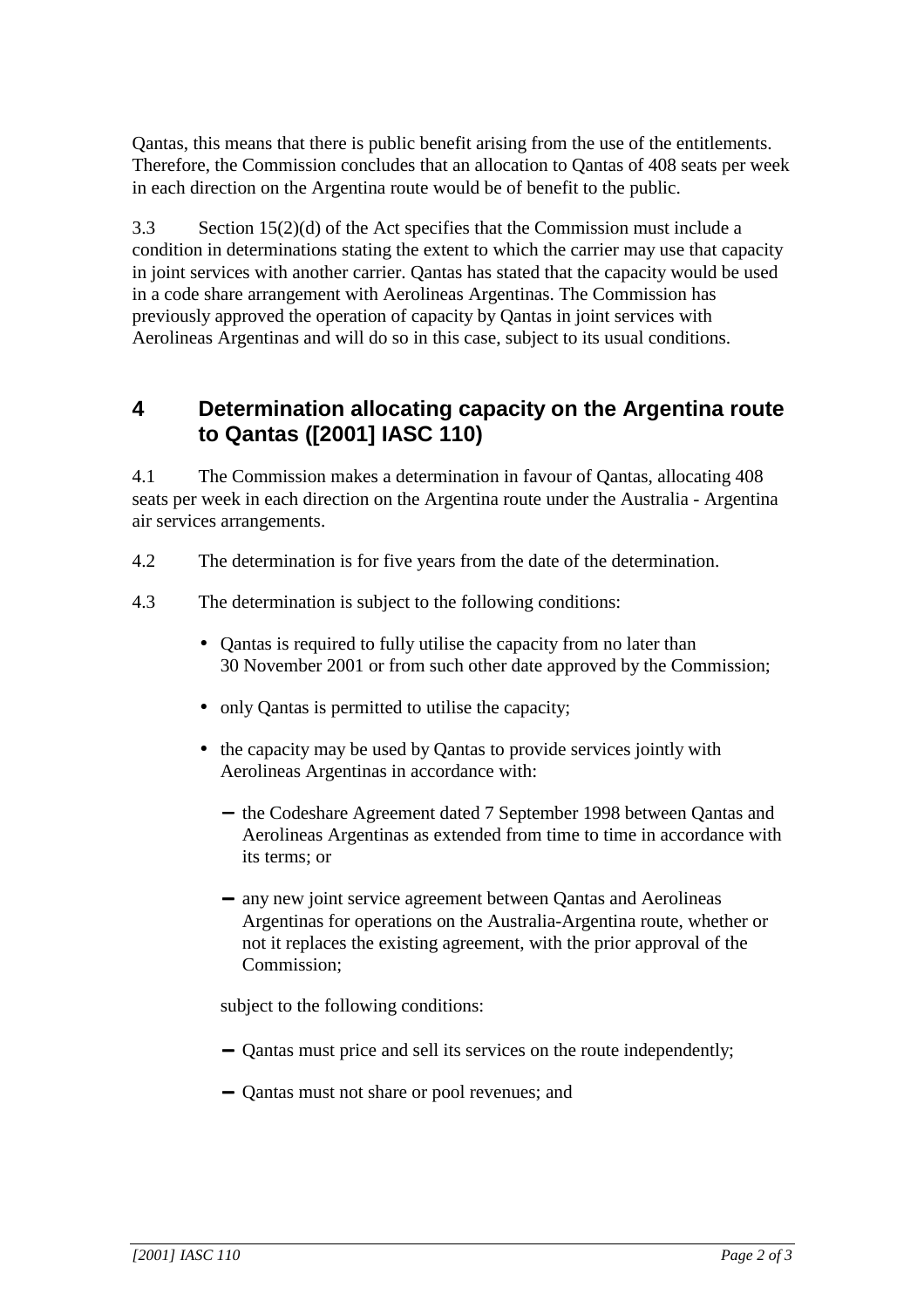Qantas, this means that there is public benefit arising from the use of the entitlements. Therefore, the Commission concludes that an allocation to Qantas of 408 seats per week in each direction on the Argentina route would be of benefit to the public.

3.3 Section 15(2)(d) of the Act specifies that the Commission must include a condition in determinations stating the extent to which the carrier may use that capacity in joint services with another carrier. Qantas has stated that the capacity would be used in a code share arrangement with Aerolineas Argentinas. The Commission has previously approved the operation of capacity by Qantas in joint services with Aerolineas Argentinas and will do so in this case, subject to its usual conditions.

## 4 Determination allocating capacity on the Argentina route to Qantas ([2001] IASC 110)

4.1 The Commission makes a determination in favour of Qantas, allocating 408 seats per week in each direction on the Argentina route under the Australia - Argentina air services arrangements.

4.2 The determination is for five years from the date of the determination.

4.3 The determination is subject to the following conditions:

- Qantas is required to fully utilise the capacity from no later than 30 November 2001 or from such other date approved by the Commission;
- only Qantas is permitted to utilise the capacity;
- the capacity may be used by Qantas to provide services jointly with Aerolineas Argentinas in accordance with:
  - the Codeshare Agreement dated 7 September 1998 between Qantas and Aerolineas Argentinas as extended from time to time in accordance with its terms; or
  - any new joint service agreement between Qantas and Aerolineas Argentinas for operations on the Australia-Argentina route, whether or not it replaces the existing agreement, with the prior approval of the Commission;

  subject to the following conditions:

  - Qantas must price and sell its services on the route independently;
  - Qantas must not share or pool revenues; and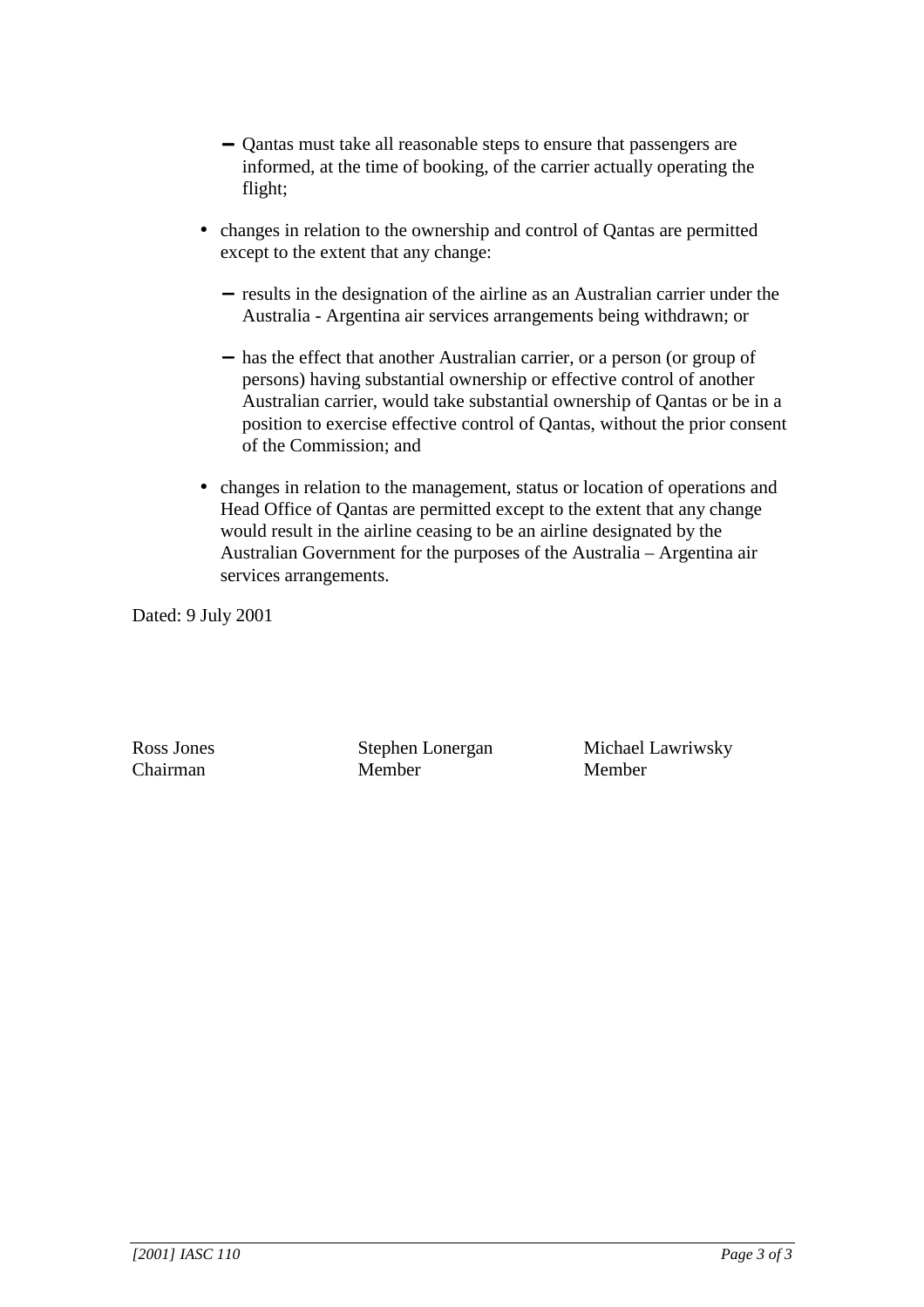- Qantas must take all reasonable steps to ensure that passengers are informed, at the time of booking, of the carrier actually operating the flight;

- changes in relation to the ownership and control of Qantas are permitted except to the extent that any change:

  - results in the designation of the airline as an Australian carrier under the Australia - Argentina air services arrangements being withdrawn; or

  - has the effect that another Australian carrier, or a person (or group of persons) having substantial ownership or effective control of another Australian carrier, would take substantial ownership of Qantas or be in a position to exercise effective control of Qantas, without the prior consent of the Commission; and

- changes in relation to the management, status or location of operations and Head Office of Qantas are permitted except to the extent that any change would result in the airline ceasing to be an airline designated by the Australian Government for the purposes of the Australia – Argentina air services arrangements.

Dated: 9 July 2001

| | | |
|---|---|---|
| Ross Jones<br>Chairman | Stephen Lonergan<br>Member | Michael Lawriwsky<br>Member |